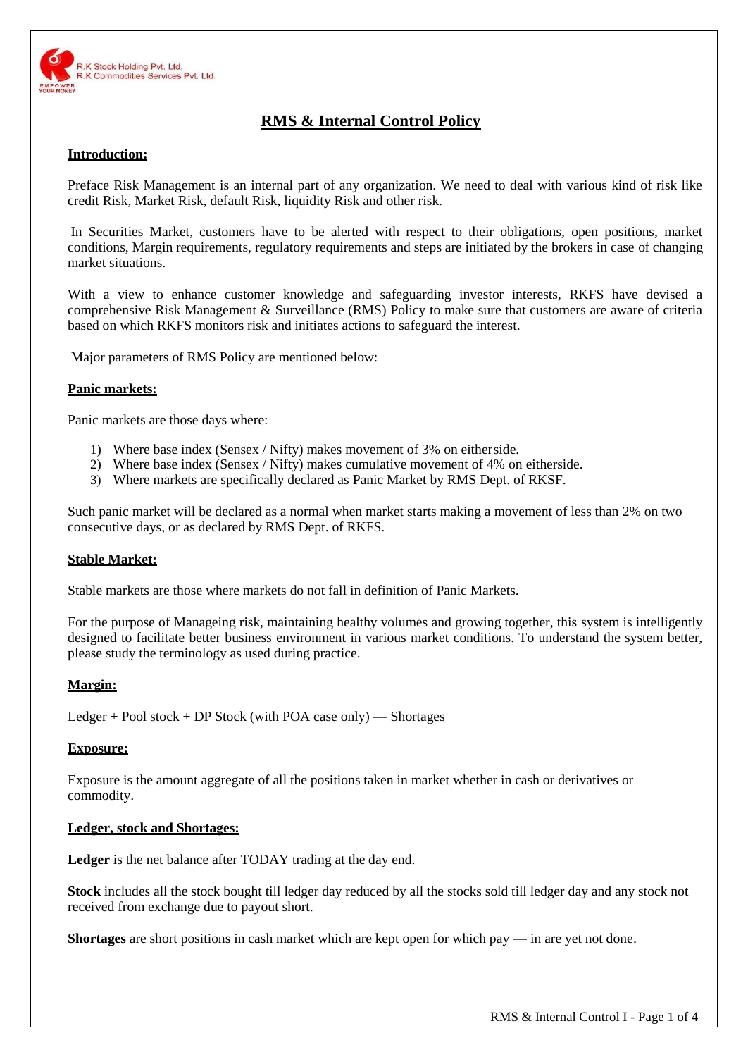R.K Stock Holding Pvt. Ltd.
R.K Commodities Services Pvt. Ltd.

# RMS & Internal Control Policy

## Introduction:

Preface Risk Management is an internal part of any organization. We need to deal with various kind of risk like credit Risk, Market Risk, default Risk, liquidity Risk and other risk.

In Securities Market, customers have to be alerted with respect to their obligations, open positions, market conditions, Margin requirements, regulatory requirements and steps are initiated by the brokers in case of changing market situations.

With a view to enhance customer knowledge and safeguarding investor interests, RKFS have devised a comprehensive Risk Management & Surveillance (RMS) Policy to make sure that customers are aware of criteria based on which RKFS monitors risk and initiates actions to safeguard the interest.

Major parameters of RMS Policy are mentioned below:

## Panic markets:

Panic markets are those days where:

1) Where base index (Sensex / Nifty) makes movement of 3% on eitherside.
2) Where base index (Sensex / Nifty) makes cumulative movement of 4% on eitherside.
3) Where markets are specifically declared as Panic Market by RMS Dept. of RKSF.

Such panic market will be declared as a normal when market starts making a movement of less than 2% on two consecutive days, or as declared by RMS Dept. of RKFS.

## Stable Market:

Stable markets are those where markets do not fall in definition of Panic Markets.

For the purpose of Manageing risk, maintaining healthy volumes and growing together, this system is intelligently designed to facilitate better business environment in various market conditions. To understand the system better, please study the terminology as used during practice.

## Margin:

Ledger + Pool stock + DP Stock (with POA case only) — Shortages

## Exposure:

Exposure is the amount aggregate of all the positions taken in market whether in cash or derivatives or commodity.

## Ledger, stock and Shortages:

**Ledger** is the net balance after TODAY trading at the day end.

**Stock** includes all the stock bought till ledger day reduced by all the stocks sold till ledger day and any stock not received from exchange due to payout short.

**Shortages** are short positions in cash market which are kept open for which pay — in are yet not done.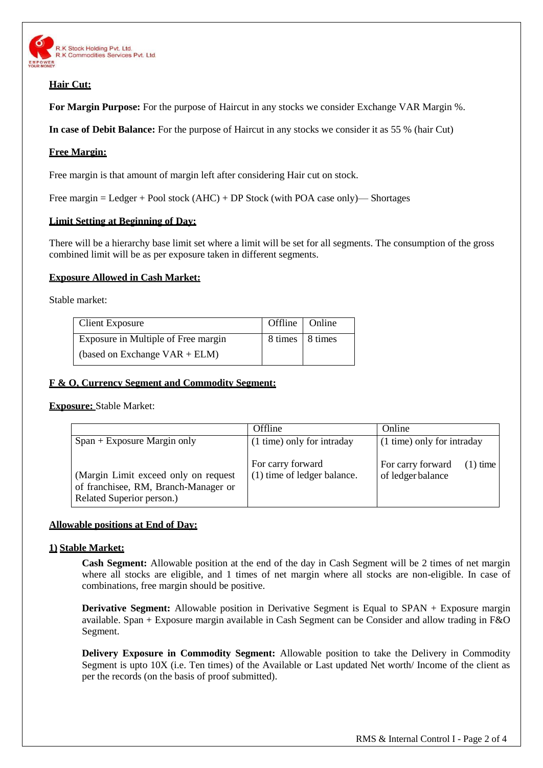## Hair Cut:

**For Margin Purpose:** For the purpose of Haircut in any stocks we consider Exchange VAR Margin %.

**In case of Debit Balance:** For the purpose of Haircut in any stocks we consider it as 55 % (hair Cut)

## Free Margin:

Free margin is that amount of margin left after considering Hair cut on stock.

Free margin = Ledger + Pool stock (AHC) + DP Stock (with POA case only)— Shortages

## Limit Setting at Beginning of Day:

There will be a hierarchy base limit set where a limit will be set for all segments. The consumption of the gross combined limit will be as per exposure taken in different segments.

## Exposure Allowed in Cash Market:

Stable market:

| Client Exposure | Offline | Online |
|---|---|---|
| Exposure in Multiple of Free margin (based on Exchange VAR + ELM) | 8 times | 8 times |

## F & O, Currency Segment and Commodity Segment:

**Exposure:** Stable Market:

| | Offline | Online |
|---|---|---|
| Span + Exposure Margin only<br><br>(Margin Limit exceed only on request of franchisee, RM, Branch-Manager or Related Superior person.) | (1 time) only for intraday<br><br>For carry forward (1) time of ledger balance. | (1 time) only for intraday<br><br>For carry forward (1) time of ledger balance |

## Allowable positions at End of Day:

### 1) Stable Market:

**Cash Segment:** Allowable position at the end of the day in Cash Segment will be 2 times of net margin where all stocks are eligible, and 1 times of net margin where all stocks are non-eligible. In case of combinations, free margin should be positive.

**Derivative Segment:** Allowable position in Derivative Segment is Equal to SPAN + Exposure margin available. Span + Exposure margin available in Cash Segment can be Consider and allow trading in F&O Segment.

**Delivery Exposure in Commodity Segment:** Allowable position to take the Delivery in Commodity Segment is upto 10X (i.e. Ten times) of the Available or Last updated Net worth/ Income of the client as per the records (on the basis of proof submitted).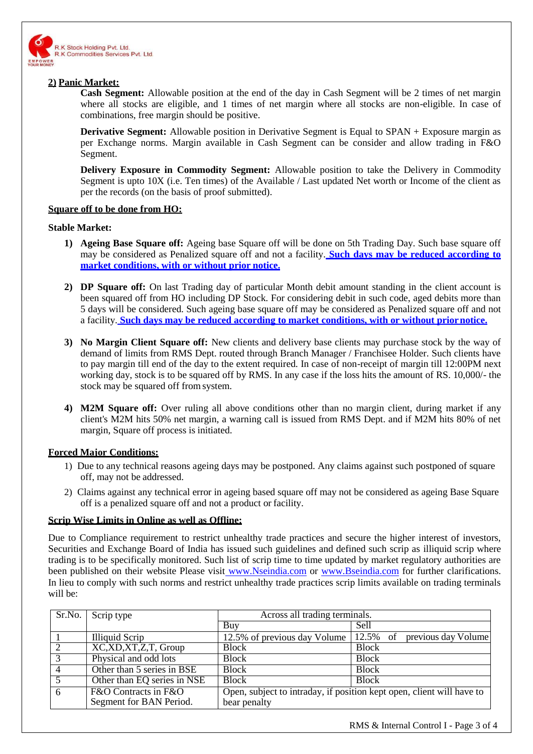**2) Panic Market:**

**Cash Segment:** Allowable position at the end of the day in Cash Segment will be 2 times of net margin where all stocks are eligible, and 1 times of net margin where all stocks are non-eligible. In case of combinations, free margin should be positive.

**Derivative Segment:** Allowable position in Derivative Segment is Equal to SPAN + Exposure margin as per Exchange norms. Margin available in Cash Segment can be consider and allow trading in F&O Segment.

**Delivery Exposure in Commodity Segment:** Allowable position to take the Delivery in Commodity Segment is upto 10X (i.e. Ten times) of the Available / Last updated Net worth or Income of the client as per the records (on the basis of proof submitted).

**Square off to be done from HO:**

**Stable Market:**

1) **Ageing Base Square off:** Ageing base Square off will be done on 5th Trading Day. Such base square off may be considered as Penalized square off and not a facility. **Such days may be reduced according to market conditions, with or without prior notice.**

2) **DP Square off:** On last Trading day of particular Month debit amount standing in the client account is been squared off from HO including DP Stock. For considering debit in such code, aged debits more than 5 days will be considered. Such ageing base square off may be considered as Penalized square off and not a facility. **Such days may be reduced according to market conditions, with or without prior notice.**

3) **No Margin Client Square off:** New clients and delivery base clients may purchase stock by the way of demand of limits from RMS Dept. routed through Branch Manager / Franchisee Holder. Such clients have to pay margin till end of the day to the extent required. In case of non-receipt of margin till 12:00PM next working day, stock is to be squared off by RMS. In any case if the loss hits the amount of RS. 10,000/- the stock may be squared off from system.

4) **M2M Square off:** Over ruling all above conditions other than no margin client, during market if any client's M2M hits 50% net margin, a warning call is issued from RMS Dept. and if M2M hits 80% of net margin, Square off process is initiated.

**Forced Major Conditions:**

1) Due to any technical reasons ageing days may be postponed. Any claims against such postponed of square off, may not be addressed.
2) Claims against any technical error in ageing based square off may not be considered as ageing Base Square off is a penalized square off and not a product or facility.

**Scrip Wise Limits in Online as well as Offline:**

Due to Compliance requirement to restrict unhealthy trade practices and secure the higher interest of investors, Securities and Exchange Board of India has issued such guidelines and defined such scrip as illiquid scrip where trading is to be specifically monitored. Such list of scrip time to time updated by market regulatory authorities are been published on their website Please visit www.Nseindia.com or www.Bseindia.com for further clarifications. In lieu to comply with such norms and restrict unhealthy trade practices scrip limits available on trading terminals will be:

| Sr.No. | Scrip type | Across all trading terminals. | |
|---|---|---|---|
| | | Buy | Sell |
| 1 | Illiquid Scrip | 12.5% of previous day Volume | 12.5% of previous day Volume |
| 2 | XC,XD,XT,Z,T, Group | Block | Block |
| 3 | Physical and odd lots | Block | Block |
| 4 | Other than 5 series in BSE | Block | Block |
| 5 | Other than EQ series in NSE | Block | Block |
| 6 | F&O Contracts in F&O Segment for BAN Period. | Open, subject to intraday, if position kept open, client will have to bear penalty | |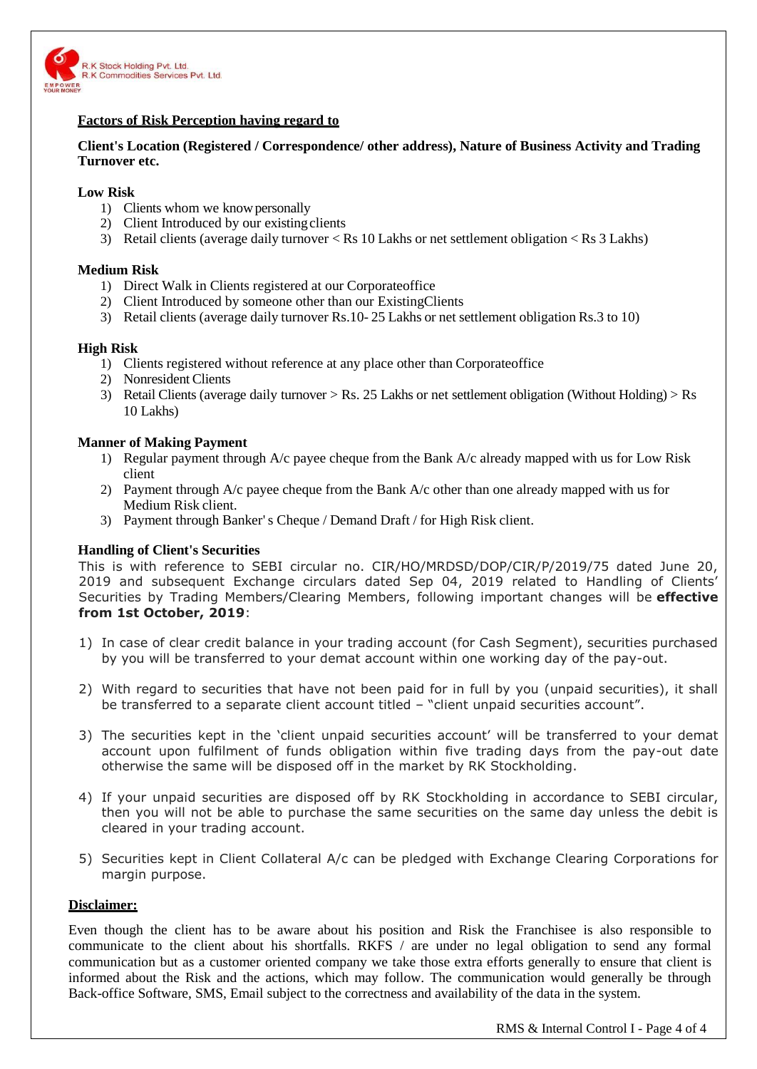## Factors of Risk Perception having regard to

**Client's Location (Registered / Correspondence/ other address), Nature of Business Activity and Trading Turnover etc.**

**Low Risk**

1) Clients whom we know personally
2) Client Introduced by our existing clients
3) Retail clients (average daily turnover < Rs 10 Lakhs or net settlement obligation < Rs 3 Lakhs)

**Medium Risk**

1) Direct Walk in Clients registered at our Corporateoffice
2) Client Introduced by someone other than our ExistingClients
3) Retail clients (average daily turnover Rs.10- 25 Lakhs or net settlement obligation Rs.3 to 10)

**High Risk**

1) Clients registered without reference at any place other than Corporateoffice
2) Nonresident Clients
3) Retail Clients (average daily turnover > Rs. 25 Lakhs or net settlement obligation (Without Holding) > Rs 10 Lakhs)

**Manner of Making Payment**

1) Regular payment through A/c payee cheque from the Bank A/c already mapped with us for Low Risk client
2) Payment through A/c payee cheque from the Bank A/c other than one already mapped with us for Medium Risk client.
3) Payment through Banker' s Cheque / Demand Draft / for High Risk client.

**Handling of Client's Securities**

This is with reference to SEBI circular no. CIR/HO/MRDSD/DOP/CIR/P/2019/75 dated June 20, 2019 and subsequent Exchange circulars dated Sep 04, 2019 related to Handling of Clients' Securities by Trading Members/Clearing Members, following important changes will be **effective from 1st October, 2019**:

1) In case of clear credit balance in your trading account (for Cash Segment), securities purchased by you will be transferred to your demat account within one working day of the pay-out.

2) With regard to securities that have not been paid for in full by you (unpaid securities), it shall be transferred to a separate client account titled – "client unpaid securities account".

3) The securities kept in the 'client unpaid securities account' will be transferred to your demat account upon fulfilment of funds obligation within five trading days from the pay-out date otherwise the same will be disposed off in the market by RK Stockholding.

4) If your unpaid securities are disposed off by RK Stockholding in accordance to SEBI circular, then you will not be able to purchase the same securities on the same day unless the debit is cleared in your trading account.

5) Securities kept in Client Collateral A/c can be pledged with Exchange Clearing Corporations for margin purpose.

## Disclaimer:

Even though the client has to be aware about his position and Risk the Franchisee is also responsible to communicate to the client about his shortfalls. RKFS / are under no legal obligation to send any formal communication but as a customer oriented company we take those extra efforts generally to ensure that client is informed about the Risk and the actions, which may follow. The communication would generally be through Back-office Software, SMS, Email subject to the correctness and availability of the data in the system.